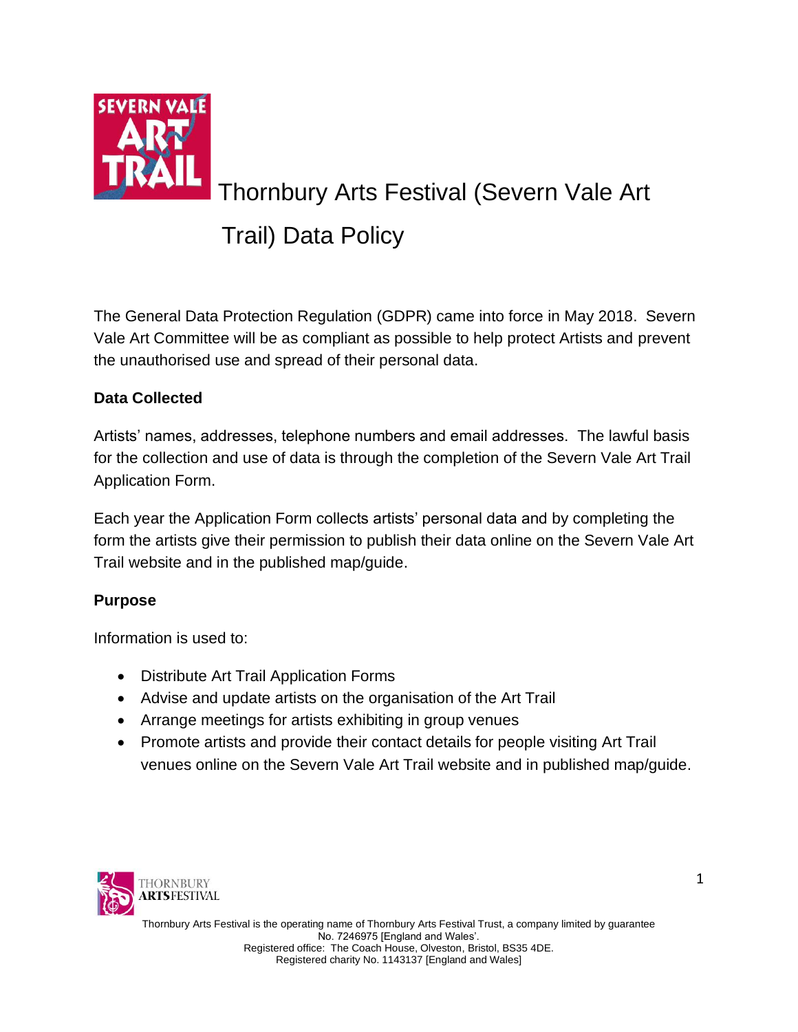# Thornbury Arts Festival (Severn Vale Art Trail) Data Policy

The General Data Protection Regulation (GDPR) came into force in May 2018. Severn Vale Art Committee will be as compliant as possible to help protect Artists and prevent the unauthorised use and spread of their personal data.

**Data Collected**

Artists' names, addresses, telephone numbers and email addresses. The lawful basis for the collection and use of data is through the completion of the Severn Vale Art Trail Application Form.

Each year the Application Form collects artists' personal data and by completing the form the artists give their permission to publish their data online on the Severn Vale Art Trail website and in the published map/guide.

**Purpose**

Information is used to:

- Distribute Art Trail Application Forms
- Advise and update artists on the organisation of the Art Trail
- Arrange meetings for artists exhibiting in group venues
- Promote artists and provide their contact details for people visiting Art Trail venues online on the Severn Vale Art Trail website and in published map/guide.

Thornbury Arts Festival is the operating name of Thornbury Arts Festival Trust, a company limited by guarantee No. 7246975 [England and Wales'.
Registered office: The Coach House, Olveston, Bristol, BS35 4DE.
Registered charity No. 1143137 [England and Wales]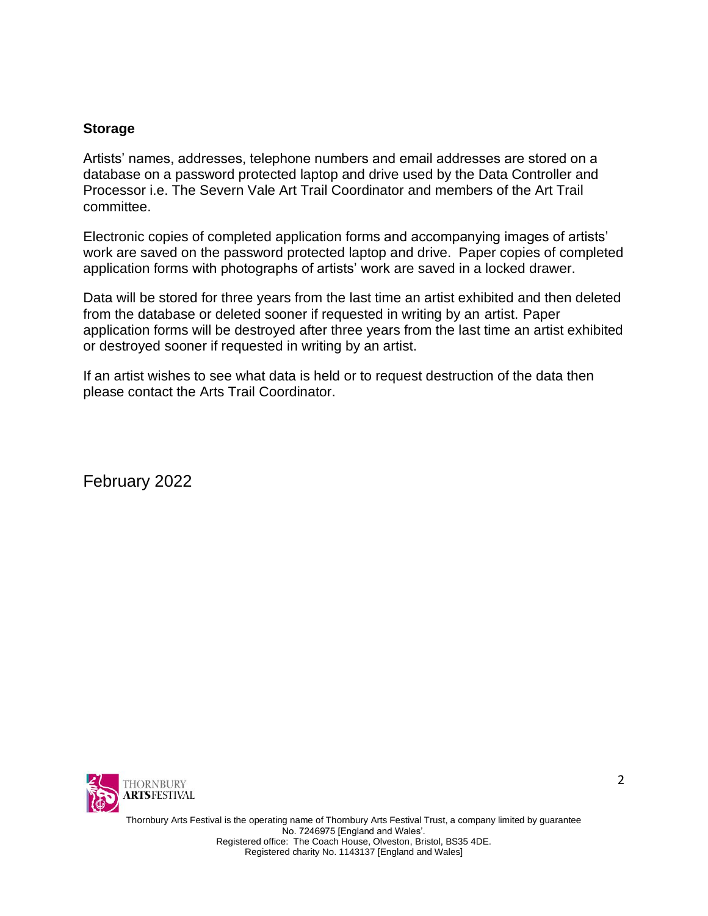## Storage

Artists' names, addresses, telephone numbers and email addresses are stored on a database on a password protected laptop and drive used by the Data Controller and Processor i.e. The Severn Vale Art Trail Coordinator and members of the Art Trail committee.

Electronic copies of completed application forms and accompanying images of artists' work are saved on the password protected laptop and drive. Paper copies of completed application forms with photographs of artists' work are saved in a locked drawer.

Data will be stored for three years from the last time an artist exhibited and then deleted from the database or deleted sooner if requested in writing by an artist. Paper application forms will be destroyed after three years from the last time an artist exhibited or destroyed sooner if requested in writing by an artist.

If an artist wishes to see what data is held or to request destruction of the data then please contact the Arts Trail Coordinator.

February 2022

THORNBURY **ARTS**FESTIVAL

Thornbury Arts Festival is the operating name of Thornbury Arts Festival Trust, a company limited by guarantee No. 7246975 [England and Wales'.
Registered office: The Coach House, Olveston, Bristol, BS35 4DE.
Registered charity No. 1143137 [England and Wales]